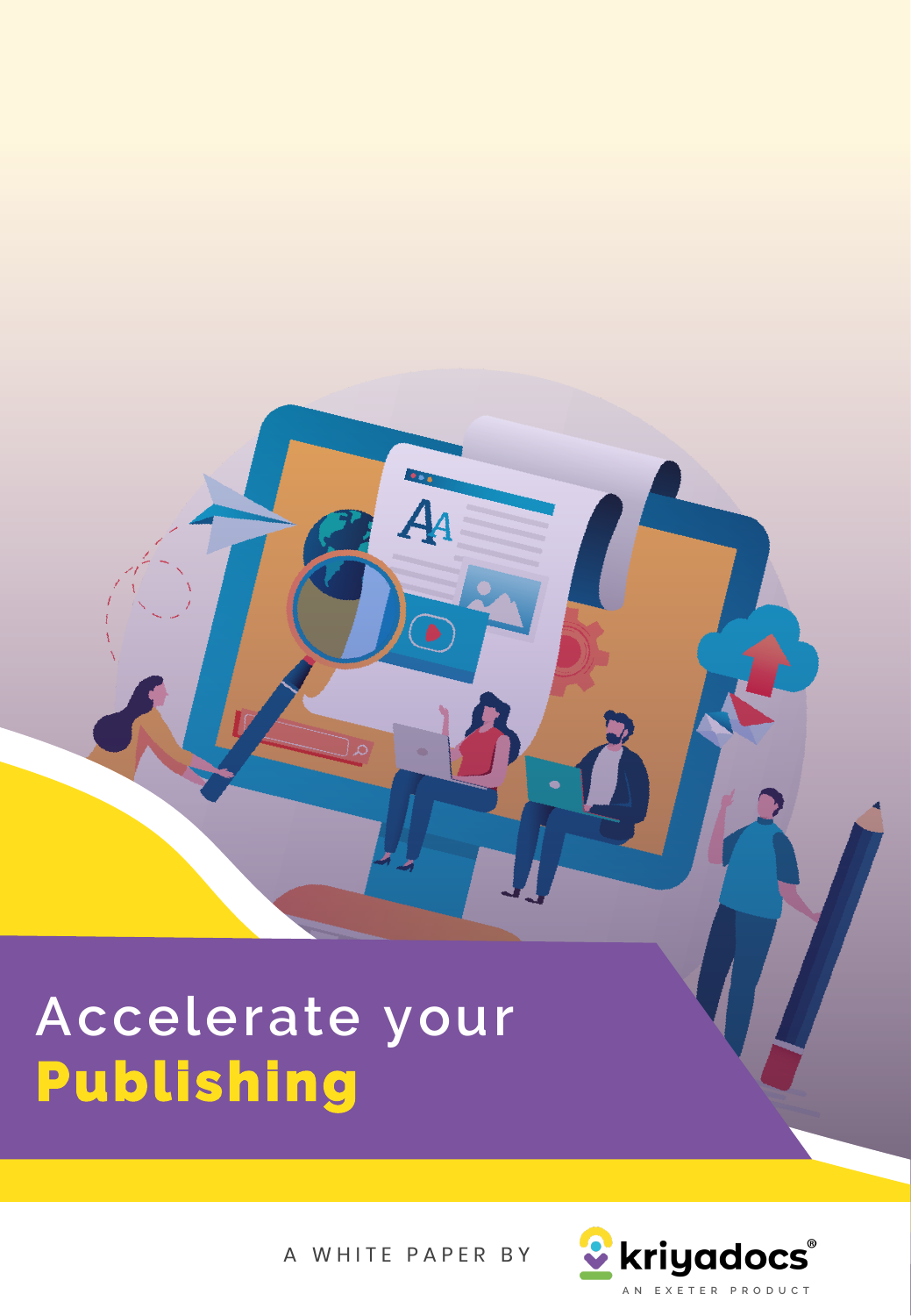# Accelerate your **Publishing**

A WHITE PAPER BY

kriyadocs®

AN EXETER PRODUCT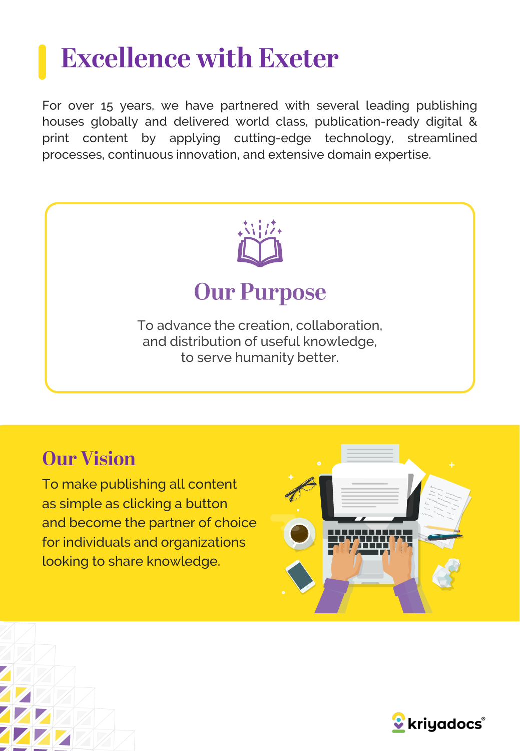# Excellence with Exeter

For over 15 years, we have partnered with several leading publishing houses globally and delivered world class, publication-ready digital & print content by applying cutting-edge technology, streamlined processes, continuous innovation, and extensive domain expertise.

## Our Purpose

To advance the creation, collaboration, and distribution of useful knowledge, to serve humanity better.

## Our Vision

To make publishing all content as simple as clicking a button and become the partner of choice for individuals and organizations looking to share knowledge.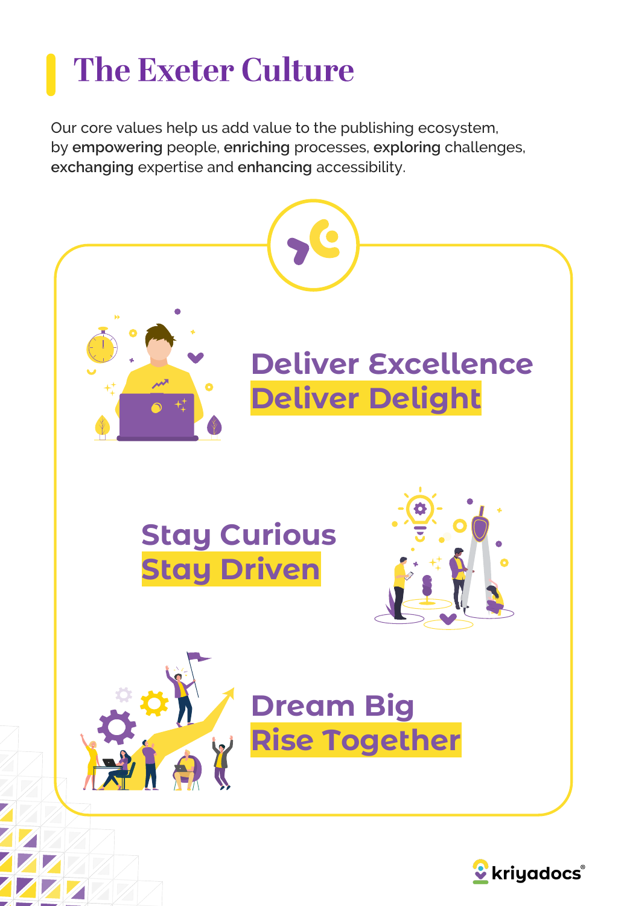# The Exeter Culture

Our core values help us add value to the publishing ecosystem, by **empowering** people, **enriching** processes, **exploring** challenges, **exchanging** expertise and **enhancing** accessibility.

## Deliver Excellence
## Deliver Delight

## Stay Curious
## Stay Driven

## Dream Big
## Rise Together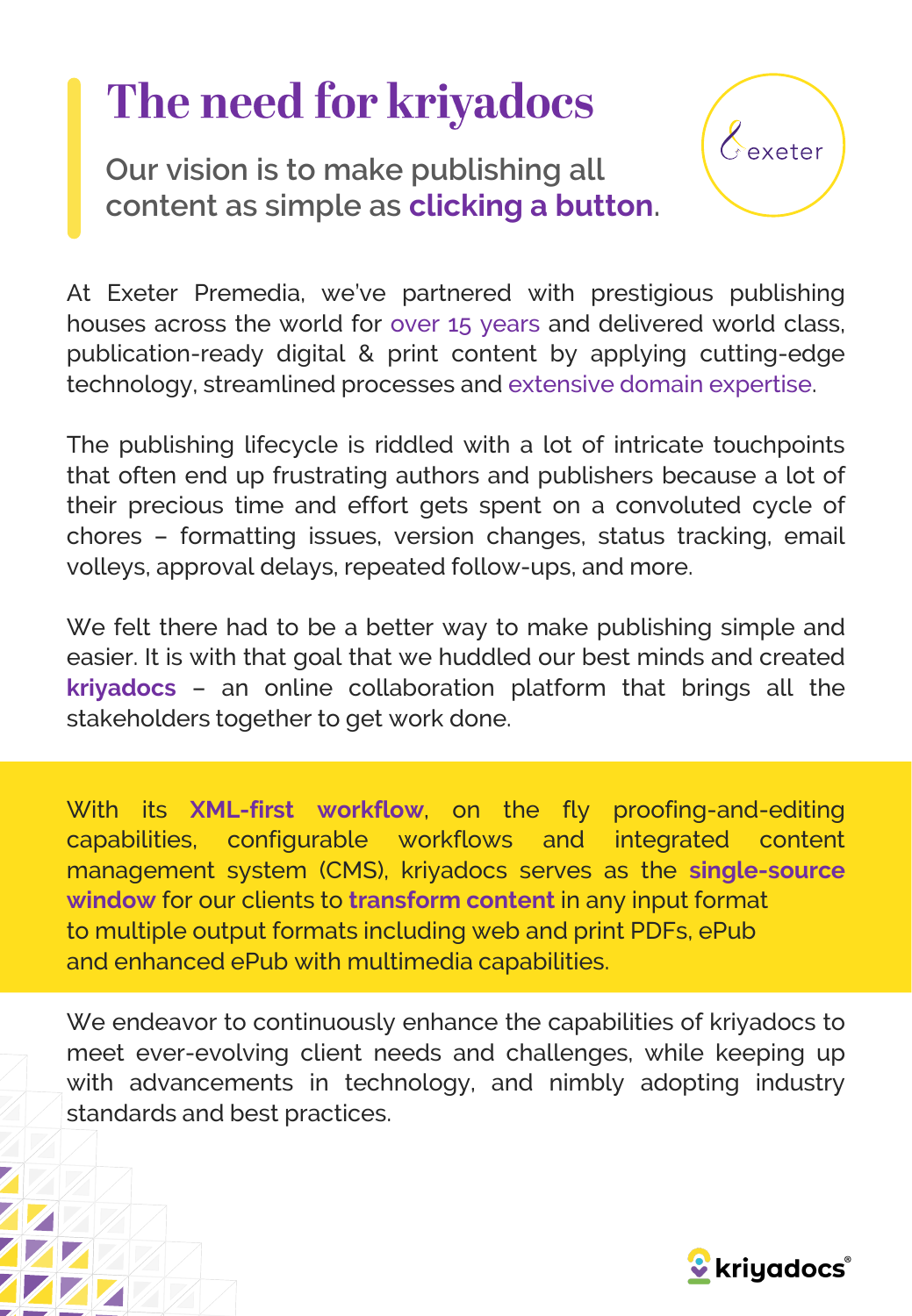# The need for kriyadocs

Our vision is to make publishing all content as simple as **clicking a button**.

At Exeter Premedia, we've partnered with prestigious publishing houses across the world for over 15 years and delivered world class, publication-ready digital & print content by applying cutting-edge technology, streamlined processes and extensive domain expertise.

The publishing lifecycle is riddled with a lot of intricate touchpoints that often end up frustrating authors and publishers because a lot of their precious time and effort gets spent on a convoluted cycle of chores – formatting issues, version changes, status tracking, email volleys, approval delays, repeated follow-ups, and more.

We felt there had to be a better way to make publishing simple and easier. It is with that goal that we huddled our best minds and created **kriyadocs** – an online collaboration platform that brings all the stakeholders together to get work done.

With its **XML-first workflow**, on the fly proofing-and-editing capabilities, configurable workflows and integrated content management system (CMS), kriyadocs serves as the **single-source window** for our clients to **transform content** in any input format to multiple output formats including web and print PDFs, ePub and enhanced ePub with multimedia capabilities.

We endeavor to continuously enhance the capabilities of kriyadocs to meet ever-evolving client needs and challenges, while keeping up with advancements in technology, and nimbly adopting industry standards and best practices.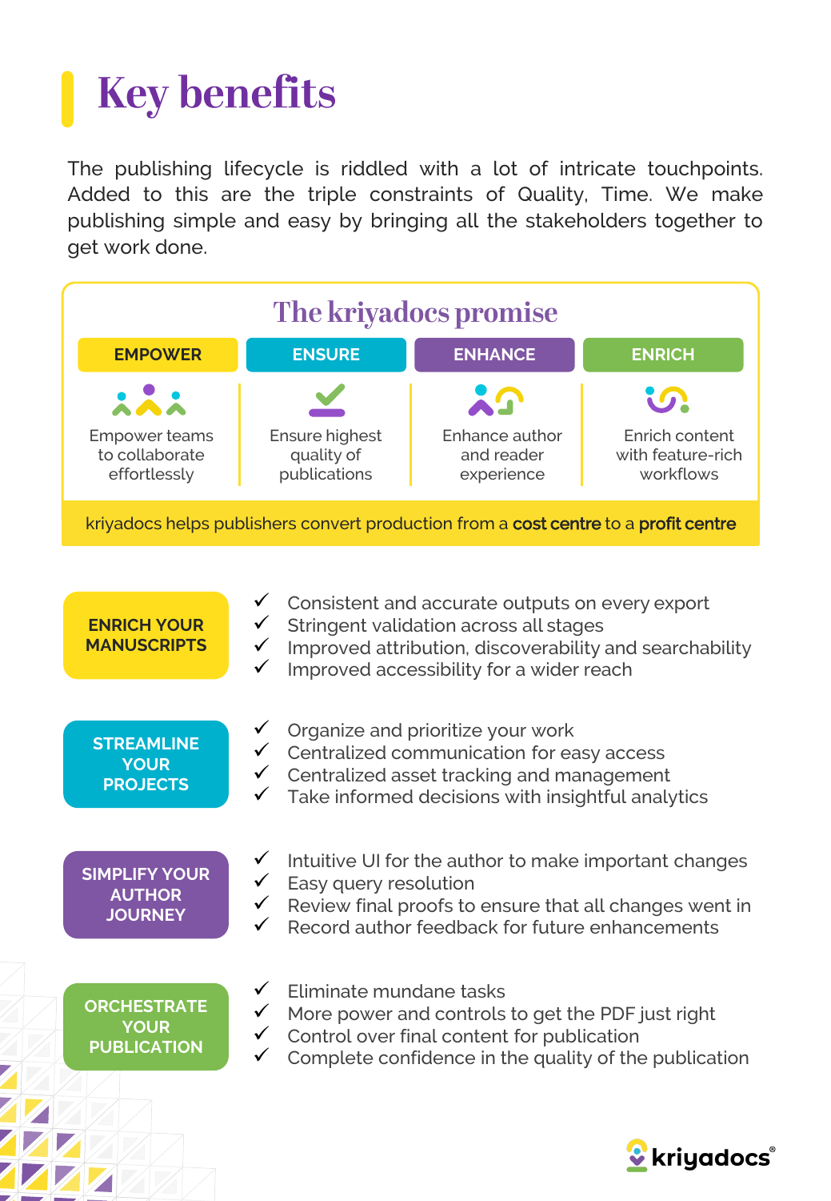# Key benefits

The publishing lifecycle is riddled with a lot of intricate touchpoints. Added to this are the triple constraints of Quality, Time. We make publishing simple and easy by bringing all the stakeholders together to get work done.

## The kriyadocs promise

| EMPOWER | ENSURE | ENHANCE | ENRICH |
| --- | --- | --- | --- |
| Empower teams to collaborate effortlessly | Ensure highest quality of publications | Enhance author and reader experience | Enrich content with feature-rich workflows |

kriyadocs helps publishers convert production from a **cost centre** to a **profit centre**

**ENRICH YOUR MANUSCRIPTS**

- ✓ Consistent and accurate outputs on every export
- ✓ Stringent validation across all stages
- ✓ Improved attribution, discoverability and searchability
- ✓ Improved accessibility for a wider reach

**STREAMLINE YOUR PROJECTS**

- ✓ Organize and prioritize your work
- ✓ Centralized communication for easy access
- ✓ Centralized asset tracking and management
- ✓ Take informed decisions with insightful analytics

**SIMPLIFY YOUR AUTHOR JOURNEY**

- ✓ Intuitive UI for the author to make important changes
- ✓ Easy query resolution
- ✓ Review final proofs to ensure that all changes went in
- ✓ Record author feedback for future enhancements

**ORCHESTRATE YOUR PUBLICATION**

- ✓ Eliminate mundane tasks
- ✓ More power and controls to get the PDF just right
- ✓ Control over final content for publication
- ✓ Complete confidence in the quality of the publication

kriyadocs®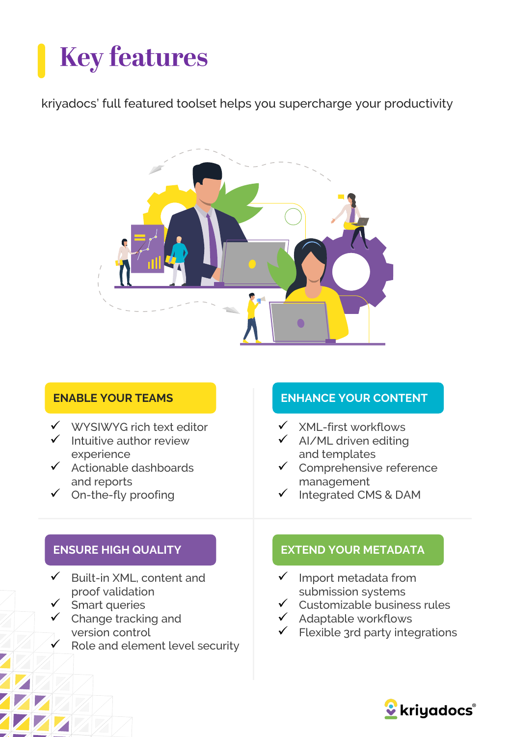# Key features

kriyadocs' full featured toolset helps you supercharge your productivity

## ENABLE YOUR TEAMS

- ✓ WYSIWYG rich text editor
- ✓ Intuitive author review experience
- ✓ Actionable dashboards and reports
- ✓ On-the-fly proofing

## ENHANCE YOUR CONTENT

- ✓ XML-first workflows
- ✓ AI/ML driven editing and templates
- ✓ Comprehensive reference management
- ✓ Integrated CMS & DAM

## ENSURE HIGH QUALITY

- ✓ Built-in XML, content and proof validation
- ✓ Smart queries
- ✓ Change tracking and version control
- ✓ Role and element level security

## EXTEND YOUR METADATA

- ✓ Import metadata from submission systems
- ✓ Customizable business rules
- ✓ Adaptable workflows
- ✓ Flexible 3rd party integrations

kriyadocs®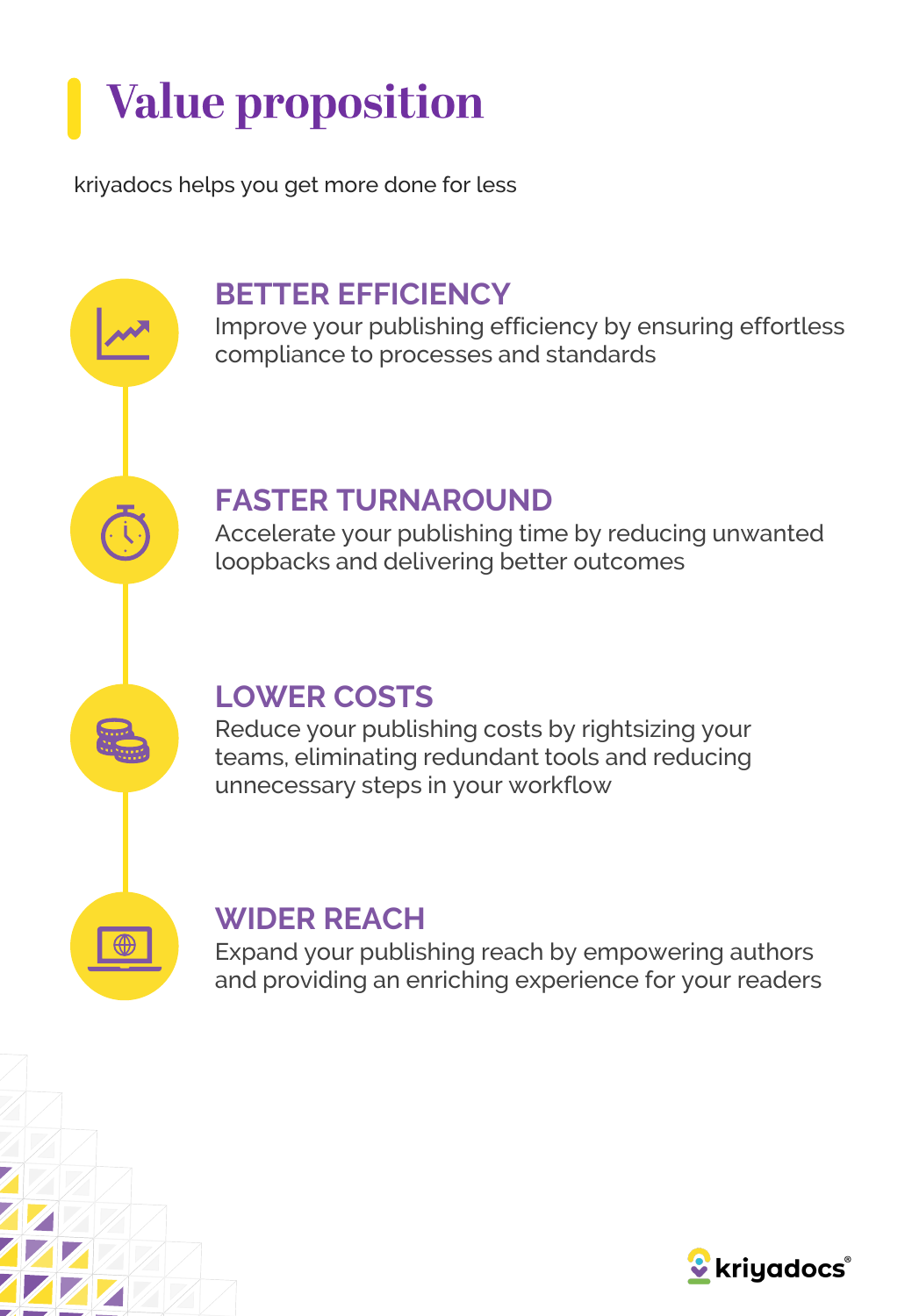# Value proposition

kriyadocs helps you get more done for less

## BETTER EFFICIENCY

Improve your publishing efficiency by ensuring effortless compliance to processes and standards

## FASTER TURNAROUND

Accelerate your publishing time by reducing unwanted loopbacks and delivering better outcomes

## LOWER COSTS

Reduce your publishing costs by rightsizing your teams, eliminating redundant tools and reducing unnecessary steps in your workflow

## WIDER REACH

Expand your publishing reach by empowering authors and providing an enriching experience for your readers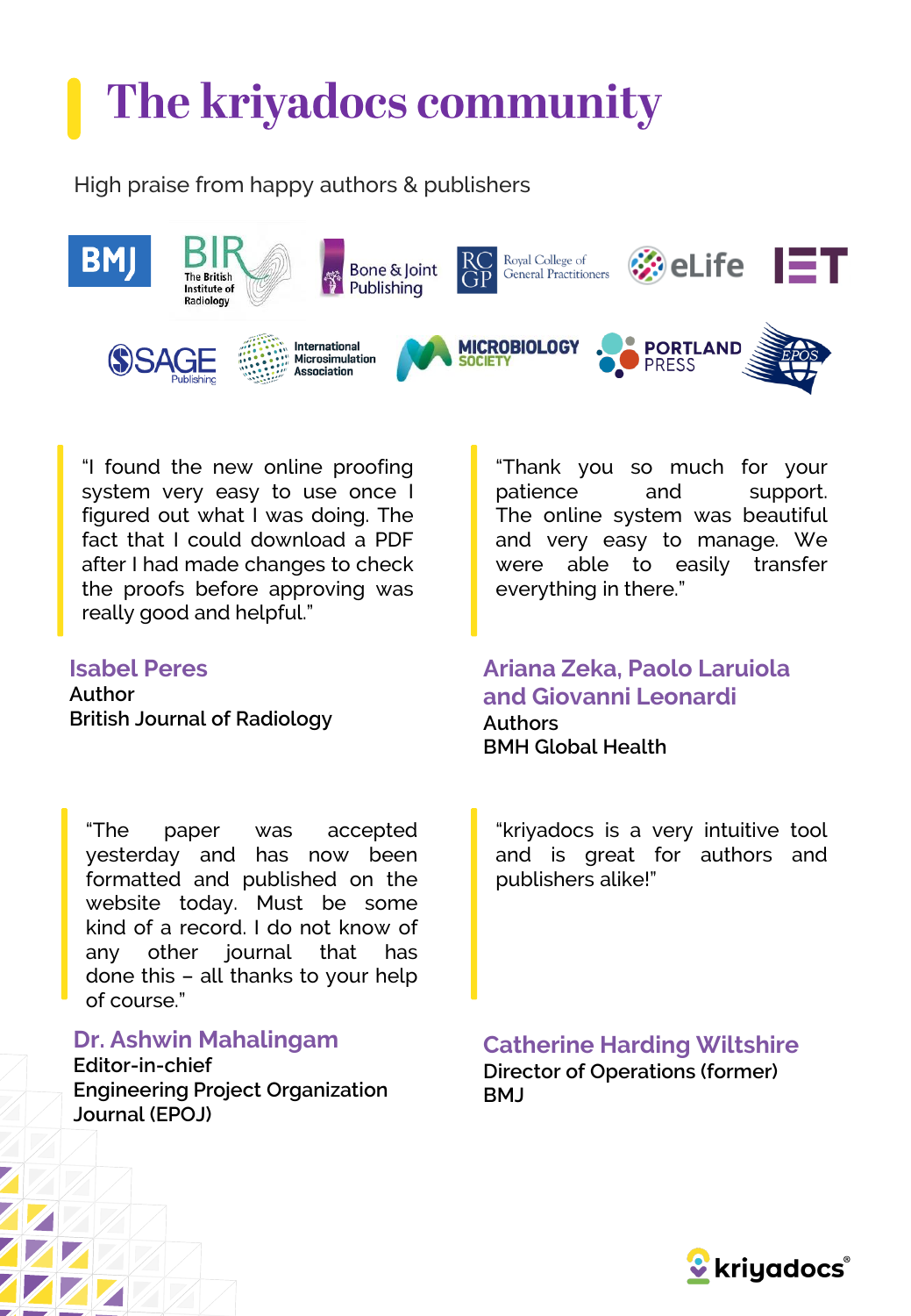# The kriyadocs community

High praise from happy authors & publishers

> "I found the new online proofing system very easy to use once I figured out what I was doing. The fact that I could download a PDF after I had made changes to check the proofs before approving was really good and helpful."

**Isabel Peres**
Author
British Journal of Radiology

> "Thank you so much for your patience and support. The online system was beautiful and very easy to manage. We were able to easily transfer everything in there."

**Ariana Zeka, Paolo Laruiola and Giovanni Leonardi**
Authors
BMH Global Health

> "The paper was accepted yesterday and has now been formatted and published on the website today. Must be some kind of a record. I do not know of any other journal that has done this – all thanks to your help of course."

**Dr. Ashwin Mahalingam**
Editor-in-chief
Engineering Project Organization Journal (EPOJ)

> "kriyadocs is a very intuitive tool and is great for authors and publishers alike!"

**Catherine Harding Wiltshire**
Director of Operations (former)
BMJ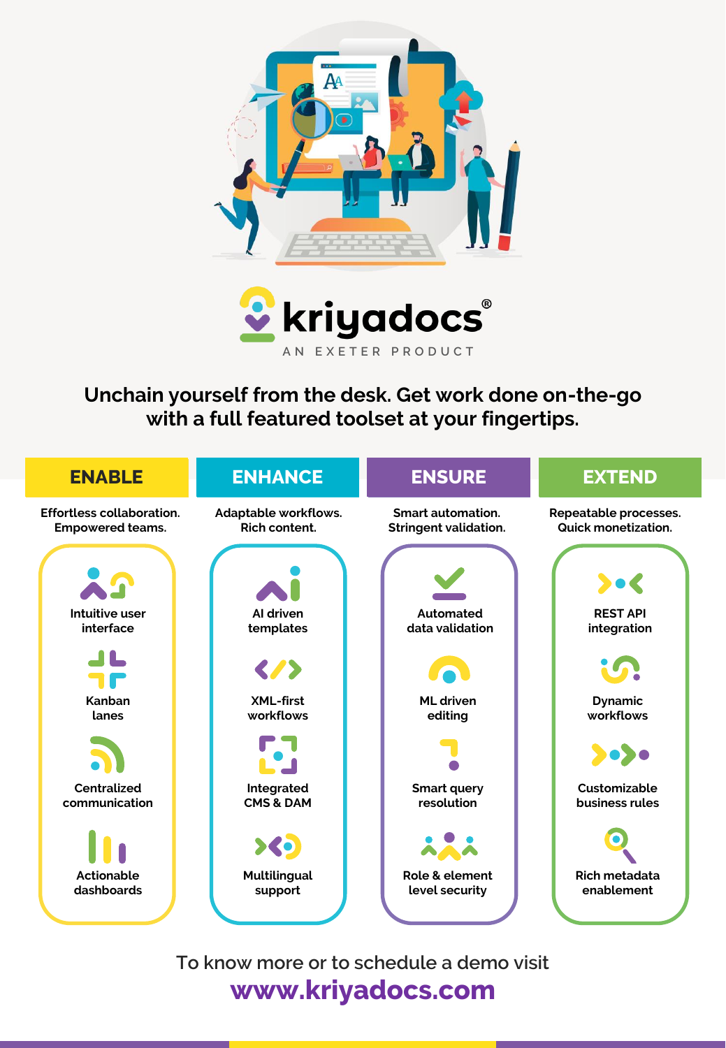# kriyadocs®

AN EXETER PRODUCT

**Unchain yourself from the desk. Get work done on-the-go with a full featured toolset at your fingertips.**

## ENABLE

Effortless collaboration. Empowered teams.

- Intuitive user interface
- Kanban lanes
- Centralized communication
- Actionable dashboards

## ENHANCE

Adaptable workflows. Rich content.

- AI driven templates
- XML-first workflows
- Integrated CMS & DAM
- Multilingual support

## ENSURE

Smart automation. Stringent validation.

- Automated data validation
- ML driven editing
- Smart query resolution
- Role & element level security

## EXTEND

Repeatable processes. Quick monetization.

- REST API integration
- Dynamic workflows
- Customizable business rules
- Rich metadata enablement

To know more or to schedule a demo visit

**www.kriyadocs.com**